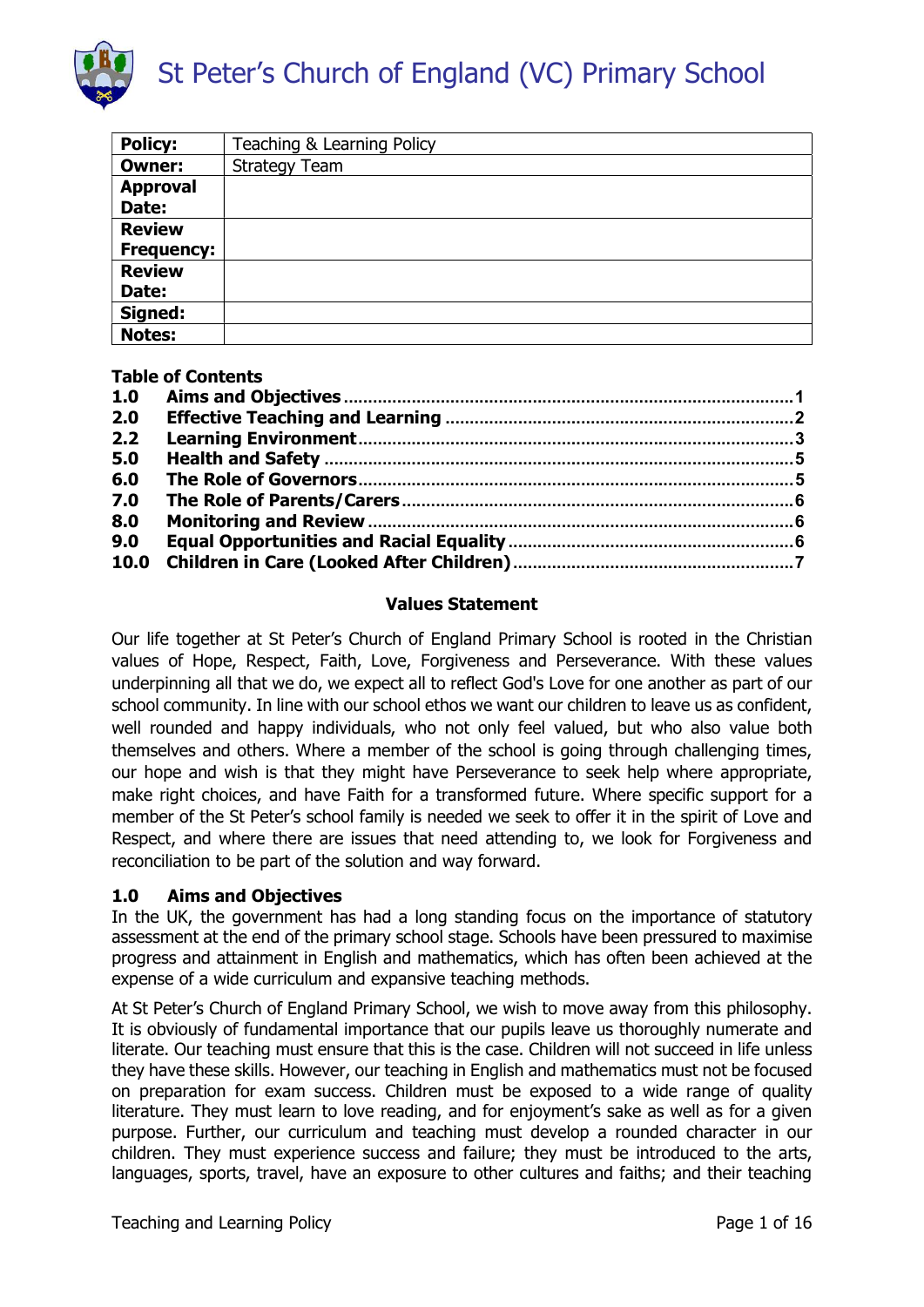# St Peter's Church of England (VC) Primary School

| Policy: | Teaching & Learning Policy |
|---|---|
| Owner: | Strategy Team |
| Approval Date: | |
| Review Frequency: | |
| Review Date: | |
| Signed: | |
| Notes: | |

**Table of Contents**

| | | |
|---|---|---|
| **1.0** | **Aims and Objectives** | **1** |
| **2.0** | **Effective Teaching and Learning** | **2** |
| **2.2** | **Learning Environment** | **3** |
| **5.0** | **Health and Safety** | **5** |
| **6.0** | **The Role of Governors** | **5** |
| **7.0** | **The Role of Parents/Carers** | **6** |
| **8.0** | **Monitoring and Review** | **6** |
| **9.0** | **Equal Opportunities and Racial Equality** | **6** |
| **10.0** | **Children in Care (Looked After Children)** | **7** |

## Values Statement

Our life together at St Peter's Church of England Primary School is rooted in the Christian values of Hope, Respect, Faith, Love, Forgiveness and Perseverance. With these values underpinning all that we do, we expect all to reflect God's Love for one another as part of our school community. In line with our school ethos we want our children to leave us as confident, well rounded and happy individuals, who not only feel valued, but who also value both themselves and others. Where a member of the school is going through challenging times, our hope and wish is that they might have Perseverance to seek help where appropriate, make right choices, and have Faith for a transformed future. Where specific support for a member of the St Peter's school family is needed we seek to offer it in the spirit of Love and Respect, and where there are issues that need attending to, we look for Forgiveness and reconciliation to be part of the solution and way forward.

## 1.0 Aims and Objectives

In the UK, the government has had a long standing focus on the importance of statutory assessment at the end of the primary school stage. Schools have been pressured to maximise progress and attainment in English and mathematics, which has often been achieved at the expense of a wide curriculum and expansive teaching methods.

At St Peter's Church of England Primary School, we wish to move away from this philosophy. It is obviously of fundamental importance that our pupils leave us thoroughly numerate and literate. Our teaching must ensure that this is the case. Children will not succeed in life unless they have these skills. However, our teaching in English and mathematics must not be focused on preparation for exam success. Children must be exposed to a wide range of quality literature. They must learn to love reading, and for enjoyment's sake as well as for a given purpose. Further, our curriculum and teaching must develop a rounded character in our children. They must experience success and failure; they must be introduced to the arts, languages, sports, travel, have an exposure to other cultures and faiths; and their teaching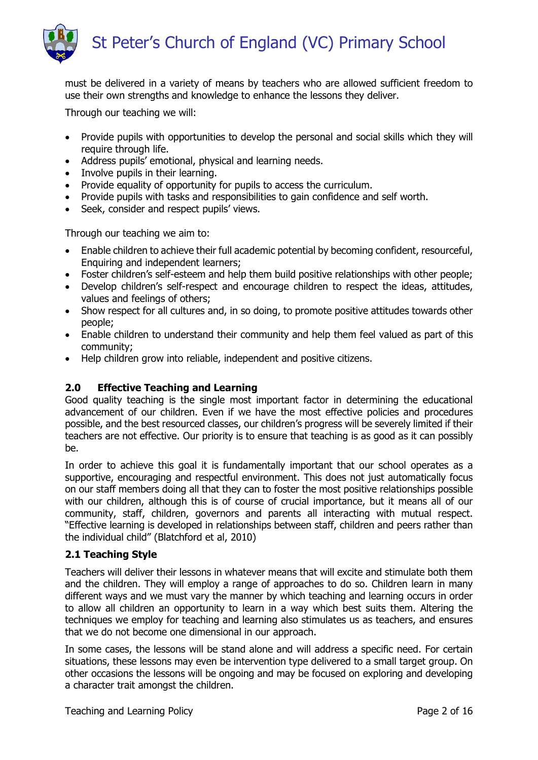must be delivered in a variety of means by teachers who are allowed sufficient freedom to use their own strengths and knowledge to enhance the lessons they deliver.

Through our teaching we will:

- Provide pupils with opportunities to develop the personal and social skills which they will require through life.
- Address pupils' emotional, physical and learning needs.
- Involve pupils in their learning.
- Provide equality of opportunity for pupils to access the curriculum.
- Provide pupils with tasks and responsibilities to gain confidence and self worth.
- Seek, consider and respect pupils' views.

Through our teaching we aim to:

- Enable children to achieve their full academic potential by becoming confident, resourceful, Enquiring and independent learners;
- Foster children's self-esteem and help them build positive relationships with other people;
- Develop children's self-respect and encourage children to respect the ideas, attitudes, values and feelings of others;
- Show respect for all cultures and, in so doing, to promote positive attitudes towards other people;
- Enable children to understand their community and help them feel valued as part of this community;
- Help children grow into reliable, independent and positive citizens.

## 2.0 Effective Teaching and Learning

Good quality teaching is the single most important factor in determining the educational advancement of our children. Even if we have the most effective policies and procedures possible, and the best resourced classes, our children's progress will be severely limited if their teachers are not effective. Our priority is to ensure that teaching is as good as it can possibly be.

In order to achieve this goal it is fundamentally important that our school operates as a supportive, encouraging and respectful environment. This does not just automatically focus on our staff members doing all that they can to foster the most positive relationships possible with our children, although this is of course of crucial importance, but it means all of our community, staff, children, governors and parents all interacting with mutual respect. "Effective learning is developed in relationships between staff, children and peers rather than the individual child" (Blatchford et al, 2010)

### 2.1 Teaching Style

Teachers will deliver their lessons in whatever means that will excite and stimulate both them and the children. They will employ a range of approaches to do so. Children learn in many different ways and we must vary the manner by which teaching and learning occurs in order to allow all children an opportunity to learn in a way which best suits them. Altering the techniques we employ for teaching and learning also stimulates us as teachers, and ensures that we do not become one dimensional in our approach.

In some cases, the lessons will be stand alone and will address a specific need. For certain situations, these lessons may even be intervention type delivered to a small target group. On other occasions the lessons will be ongoing and may be focused on exploring and developing a character trait amongst the children.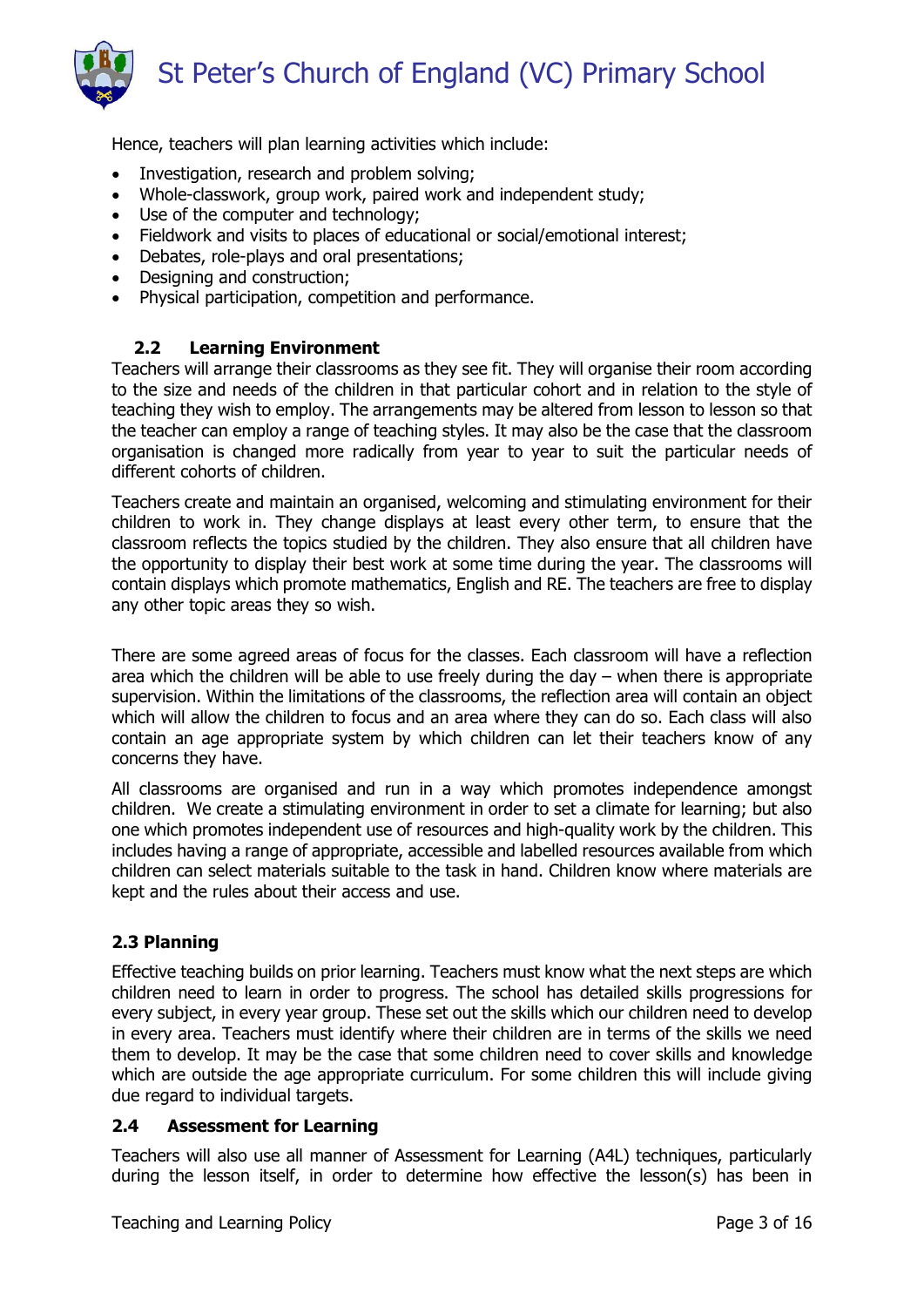Hence, teachers will plan learning activities which include:

- Investigation, research and problem solving;
- Whole-classwork, group work, paired work and independent study;
- Use of the computer and technology;
- Fieldwork and visits to places of educational or social/emotional interest;
- Debates, role-plays and oral presentations;
- Designing and construction;
- Physical participation, competition and performance.

### 2.2 Learning Environment

Teachers will arrange their classrooms as they see fit. They will organise their room according to the size and needs of the children in that particular cohort and in relation to the style of teaching they wish to employ. The arrangements may be altered from lesson to lesson so that the teacher can employ a range of teaching styles. It may also be the case that the classroom organisation is changed more radically from year to year to suit the particular needs of different cohorts of children.

Teachers create and maintain an organised, welcoming and stimulating environment for their children to work in. They change displays at least every other term, to ensure that the classroom reflects the topics studied by the children. They also ensure that all children have the opportunity to display their best work at some time during the year. The classrooms will contain displays which promote mathematics, English and RE. The teachers are free to display any other topic areas they so wish.

There are some agreed areas of focus for the classes. Each classroom will have a reflection area which the children will be able to use freely during the day – when there is appropriate supervision. Within the limitations of the classrooms, the reflection area will contain an object which will allow the children to focus and an area where they can do so. Each class will also contain an age appropriate system by which children can let their teachers know of any concerns they have.

All classrooms are organised and run in a way which promotes independence amongst children. We create a stimulating environment in order to set a climate for learning; but also one which promotes independent use of resources and high-quality work by the children. This includes having a range of appropriate, accessible and labelled resources available from which children can select materials suitable to the task in hand. Children know where materials are kept and the rules about their access and use.

### 2.3 Planning

Effective teaching builds on prior learning. Teachers must know what the next steps are which children need to learn in order to progress. The school has detailed skills progressions for every subject, in every year group. These set out the skills which our children need to develop in every area. Teachers must identify where their children are in terms of the skills we need them to develop. It may be the case that some children need to cover skills and knowledge which are outside the age appropriate curriculum. For some children this will include giving due regard to individual targets.

### 2.4 Assessment for Learning

Teachers will also use all manner of Assessment for Learning (A4L) techniques, particularly during the lesson itself, in order to determine how effective the lesson(s) has been in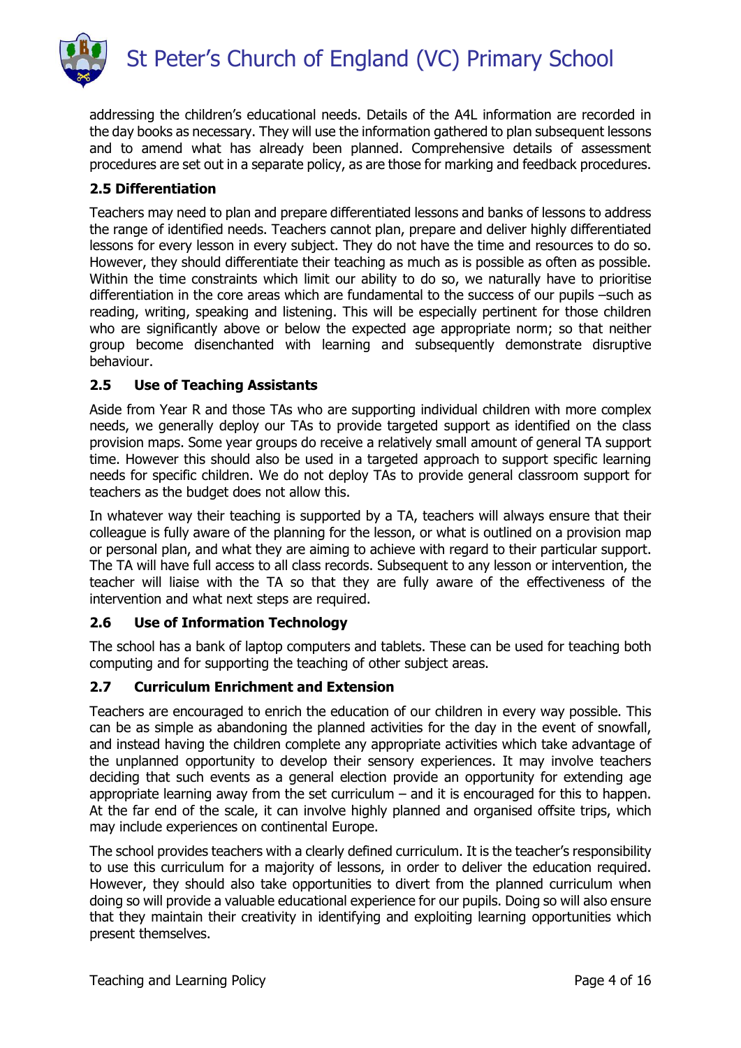addressing the children's educational needs. Details of the A4L information are recorded in the day books as necessary. They will use the information gathered to plan subsequent lessons and to amend what has already been planned. Comprehensive details of assessment procedures are set out in a separate policy, as are those for marking and feedback procedures.

### 2.5 Differentiation

Teachers may need to plan and prepare differentiated lessons and banks of lessons to address the range of identified needs. Teachers cannot plan, prepare and deliver highly differentiated lessons for every lesson in every subject. They do not have the time and resources to do so. However, they should differentiate their teaching as much as is possible as often as possible. Within the time constraints which limit our ability to do so, we naturally have to prioritise differentiation in the core areas which are fundamental to the success of our pupils –such as reading, writing, speaking and listening. This will be especially pertinent for those children who are significantly above or below the expected age appropriate norm; so that neither group become disenchanted with learning and subsequently demonstrate disruptive behaviour.

### 2.5 Use of Teaching Assistants

Aside from Year R and those TAs who are supporting individual children with more complex needs, we generally deploy our TAs to provide targeted support as identified on the class provision maps. Some year groups do receive a relatively small amount of general TA support time. However this should also be used in a targeted approach to support specific learning needs for specific children. We do not deploy TAs to provide general classroom support for teachers as the budget does not allow this.

In whatever way their teaching is supported by a TA, teachers will always ensure that their colleague is fully aware of the planning for the lesson, or what is outlined on a provision map or personal plan, and what they are aiming to achieve with regard to their particular support. The TA will have full access to all class records. Subsequent to any lesson or intervention, the teacher will liaise with the TA so that they are fully aware of the effectiveness of the intervention and what next steps are required.

### 2.6 Use of Information Technology

The school has a bank of laptop computers and tablets. These can be used for teaching both computing and for supporting the teaching of other subject areas.

### 2.7 Curriculum Enrichment and Extension

Teachers are encouraged to enrich the education of our children in every way possible. This can be as simple as abandoning the planned activities for the day in the event of snowfall, and instead having the children complete any appropriate activities which take advantage of the unplanned opportunity to develop their sensory experiences. It may involve teachers deciding that such events as a general election provide an opportunity for extending age appropriate learning away from the set curriculum – and it is encouraged for this to happen. At the far end of the scale, it can involve highly planned and organised offsite trips, which may include experiences on continental Europe.

The school provides teachers with a clearly defined curriculum. It is the teacher's responsibility to use this curriculum for a majority of lessons, in order to deliver the education required. However, they should also take opportunities to divert from the planned curriculum when doing so will provide a valuable educational experience for our pupils. Doing so will also ensure that they maintain their creativity in identifying and exploiting learning opportunities which present themselves.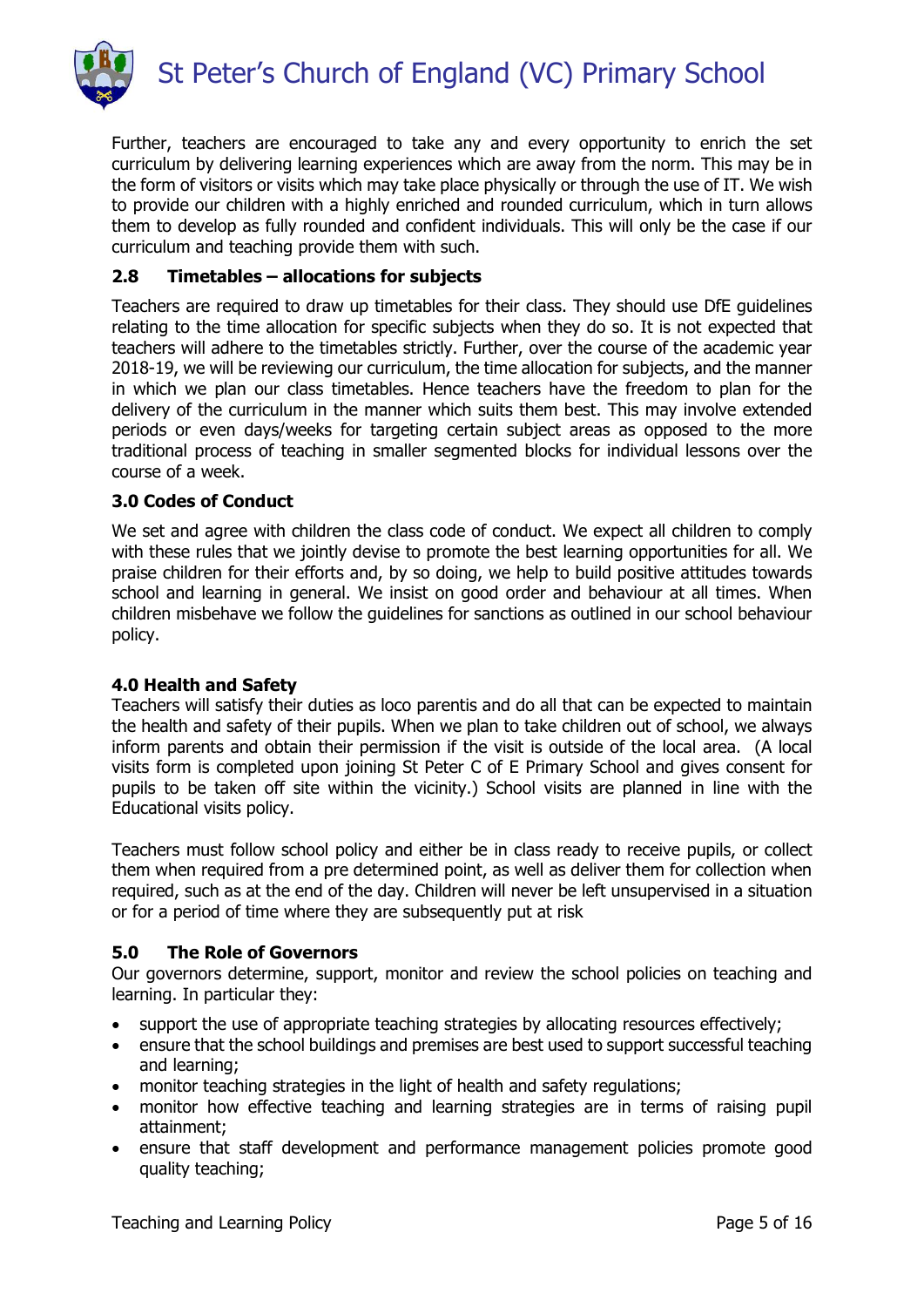Further, teachers are encouraged to take any and every opportunity to enrich the set curriculum by delivering learning experiences which are away from the norm. This may be in the form of visitors or visits which may take place physically or through the use of IT. We wish to provide our children with a highly enriched and rounded curriculum, which in turn allows them to develop as fully rounded and confident individuals. This will only be the case if our curriculum and teaching provide them with such.

### 2.8 Timetables – allocations for subjects

Teachers are required to draw up timetables for their class. They should use DfE guidelines relating to the time allocation for specific subjects when they do so. It is not expected that teachers will adhere to the timetables strictly. Further, over the course of the academic year 2018-19, we will be reviewing our curriculum, the time allocation for subjects, and the manner in which we plan our class timetables. Hence teachers have the freedom to plan for the delivery of the curriculum in the manner which suits them best. This may involve extended periods or even days/weeks for targeting certain subject areas as opposed to the more traditional process of teaching in smaller segmented blocks for individual lessons over the course of a week.

## 3.0 Codes of Conduct

We set and agree with children the class code of conduct. We expect all children to comply with these rules that we jointly devise to promote the best learning opportunities for all. We praise children for their efforts and, by so doing, we help to build positive attitudes towards school and learning in general. We insist on good order and behaviour at all times. When children misbehave we follow the guidelines for sanctions as outlined in our school behaviour policy.

## 4.0 Health and Safety

Teachers will satisfy their duties as loco parentis and do all that can be expected to maintain the health and safety of their pupils. When we plan to take children out of school, we always inform parents and obtain their permission if the visit is outside of the local area. (A local visits form is completed upon joining St Peter C of E Primary School and gives consent for pupils to be taken off site within the vicinity.) School visits are planned in line with the Educational visits policy.

Teachers must follow school policy and either be in class ready to receive pupils, or collect them when required from a pre determined point, as well as deliver them for collection when required, such as at the end of the day. Children will never be left unsupervised in a situation or for a period of time where they are subsequently put at risk

## 5.0 The Role of Governors

Our governors determine, support, monitor and review the school policies on teaching and learning. In particular they:

- support the use of appropriate teaching strategies by allocating resources effectively;
- ensure that the school buildings and premises are best used to support successful teaching and learning;
- monitor teaching strategies in the light of health and safety regulations;
- monitor how effective teaching and learning strategies are in terms of raising pupil attainment;
- ensure that staff development and performance management policies promote good quality teaching;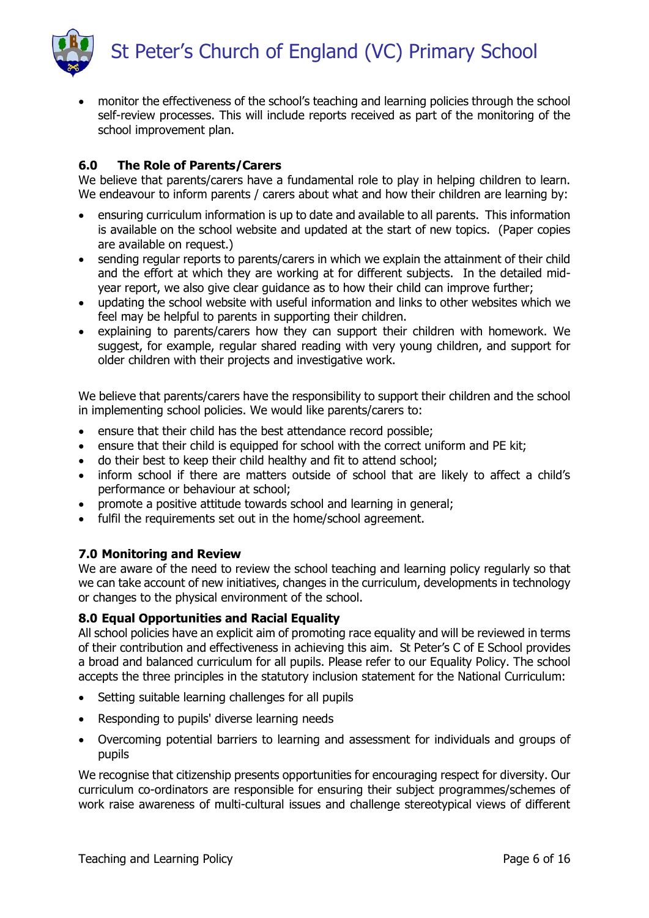- monitor the effectiveness of the school's teaching and learning policies through the school self-review processes. This will include reports received as part of the monitoring of the school improvement plan.

## 6.0 The Role of Parents/Carers

We believe that parents/carers have a fundamental role to play in helping children to learn. We endeavour to inform parents / carers about what and how their children are learning by:

- ensuring curriculum information is up to date and available to all parents. This information is available on the school website and updated at the start of new topics. (Paper copies are available on request.)
- sending regular reports to parents/carers in which we explain the attainment of their child and the effort at which they are working at for different subjects. In the detailed mid-year report, we also give clear guidance as to how their child can improve further;
- updating the school website with useful information and links to other websites which we feel may be helpful to parents in supporting their children.
- explaining to parents/carers how they can support their children with homework. We suggest, for example, regular shared reading with very young children, and support for older children with their projects and investigative work.

We believe that parents/carers have the responsibility to support their children and the school in implementing school policies. We would like parents/carers to:

- ensure that their child has the best attendance record possible;
- ensure that their child is equipped for school with the correct uniform and PE kit;
- do their best to keep their child healthy and fit to attend school;
- inform school if there are matters outside of school that are likely to affect a child's performance or behaviour at school;
- promote a positive attitude towards school and learning in general;
- fulfil the requirements set out in the home/school agreement.

## 7.0 Monitoring and Review

We are aware of the need to review the school teaching and learning policy regularly so that we can take account of new initiatives, changes in the curriculum, developments in technology or changes to the physical environment of the school.

## 8.0 Equal Opportunities and Racial Equality

All school policies have an explicit aim of promoting race equality and will be reviewed in terms of their contribution and effectiveness in achieving this aim. St Peter's C of E School provides a broad and balanced curriculum for all pupils. Please refer to our Equality Policy. The school accepts the three principles in the statutory inclusion statement for the National Curriculum:

- Setting suitable learning challenges for all pupils
- Responding to pupils' diverse learning needs
- Overcoming potential barriers to learning and assessment for individuals and groups of pupils

We recognise that citizenship presents opportunities for encouraging respect for diversity. Our curriculum co-ordinators are responsible for ensuring their subject programmes/schemes of work raise awareness of multi-cultural issues and challenge stereotypical views of different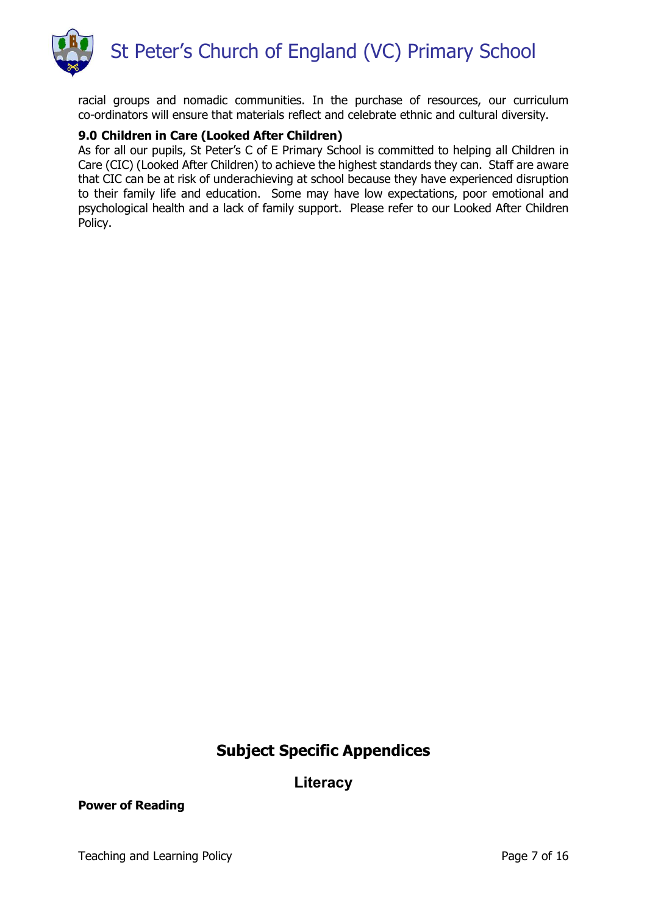racial groups and nomadic communities. In the purchase of resources, our curriculum co-ordinators will ensure that materials reflect and celebrate ethnic and cultural diversity.

**9.0 Children in Care (Looked After Children)**

As for all our pupils, St Peter's C of E Primary School is committed to helping all Children in Care (CIC) (Looked After Children) to achieve the highest standards they can. Staff are aware that CIC can be at risk of underachieving at school because they have experienced disruption to their family life and education. Some may have low expectations, poor emotional and psychological health and a lack of family support. Please refer to our Looked After Children Policy.

## Subject Specific Appendices

### Literacy

**Power of Reading**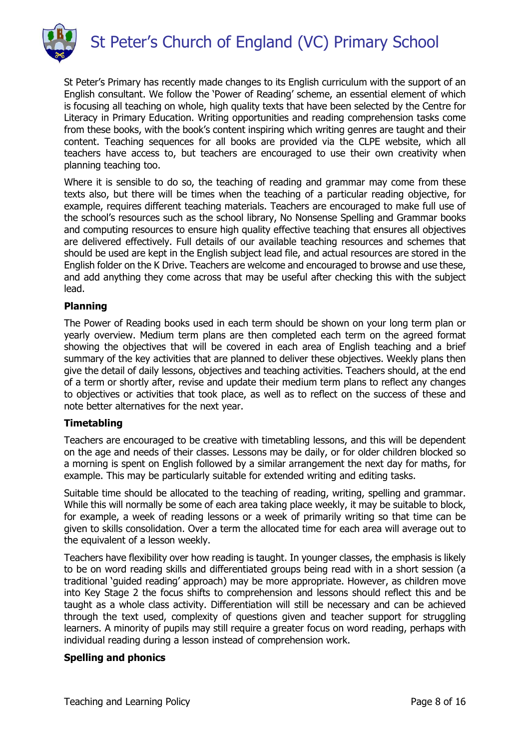St Peter's Primary has recently made changes to its English curriculum with the support of an English consultant. We follow the 'Power of Reading' scheme, an essential element of which is focusing all teaching on whole, high quality texts that have been selected by the Centre for Literacy in Primary Education. Writing opportunities and reading comprehension tasks come from these books, with the book's content inspiring which writing genres are taught and their content. Teaching sequences for all books are provided via the CLPE website, which all teachers have access to, but teachers are encouraged to use their own creativity when planning teaching too.

Where it is sensible to do so, the teaching of reading and grammar may come from these texts also, but there will be times when the teaching of a particular reading objective, for example, requires different teaching materials. Teachers are encouraged to make full use of the school's resources such as the school library, No Nonsense Spelling and Grammar books and computing resources to ensure high quality effective teaching that ensures all objectives are delivered effectively. Full details of our available teaching resources and schemes that should be used are kept in the English subject lead file, and actual resources are stored in the English folder on the K Drive. Teachers are welcome and encouraged to browse and use these, and add anything they come across that may be useful after checking this with the subject lead.

**Planning**

The Power of Reading books used in each term should be shown on your long term plan or yearly overview. Medium term plans are then completed each term on the agreed format showing the objectives that will be covered in each area of English teaching and a brief summary of the key activities that are planned to deliver these objectives. Weekly plans then give the detail of daily lessons, objectives and teaching activities. Teachers should, at the end of a term or shortly after, revise and update their medium term plans to reflect any changes to objectives or activities that took place, as well as to reflect on the success of these and note better alternatives for the next year.

**Timetabling**

Teachers are encouraged to be creative with timetabling lessons, and this will be dependent on the age and needs of their classes. Lessons may be daily, or for older children blocked so a morning is spent on English followed by a similar arrangement the next day for maths, for example. This may be particularly suitable for extended writing and editing tasks.

Suitable time should be allocated to the teaching of reading, writing, spelling and grammar. While this will normally be some of each area taking place weekly, it may be suitable to block, for example, a week of reading lessons or a week of primarily writing so that time can be given to skills consolidation. Over a term the allocated time for each area will average out to the equivalent of a lesson weekly.

Teachers have flexibility over how reading is taught. In younger classes, the emphasis is likely to be on word reading skills and differentiated groups being read with in a short session (a traditional 'guided reading' approach) may be more appropriate. However, as children move into Key Stage 2 the focus shifts to comprehension and lessons should reflect this and be taught as a whole class activity. Differentiation will still be necessary and can be achieved through the text used, complexity of questions given and teacher support for struggling learners. A minority of pupils may still require a greater focus on word reading, perhaps with individual reading during a lesson instead of comprehension work.

**Spelling and phonics**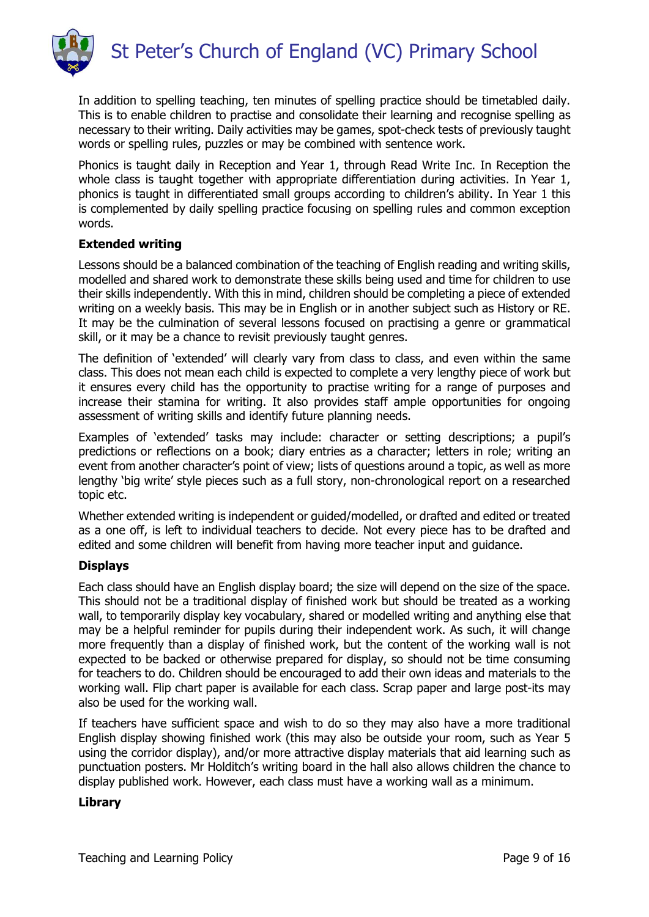In addition to spelling teaching, ten minutes of spelling practice should be timetabled daily. This is to enable children to practise and consolidate their learning and recognise spelling as necessary to their writing. Daily activities may be games, spot-check tests of previously taught words or spelling rules, puzzles or may be combined with sentence work.

Phonics is taught daily in Reception and Year 1, through Read Write Inc. In Reception the whole class is taught together with appropriate differentiation during activities. In Year 1, phonics is taught in differentiated small groups according to children's ability. In Year 1 this is complemented by daily spelling practice focusing on spelling rules and common exception words.

**Extended writing**

Lessons should be a balanced combination of the teaching of English reading and writing skills, modelled and shared work to demonstrate these skills being used and time for children to use their skills independently. With this in mind, children should be completing a piece of extended writing on a weekly basis. This may be in English or in another subject such as History or RE. It may be the culmination of several lessons focused on practising a genre or grammatical skill, or it may be a chance to revisit previously taught genres.

The definition of 'extended' will clearly vary from class to class, and even within the same class. This does not mean each child is expected to complete a very lengthy piece of work but it ensures every child has the opportunity to practise writing for a range of purposes and increase their stamina for writing. It also provides staff ample opportunities for ongoing assessment of writing skills and identify future planning needs.

Examples of 'extended' tasks may include: character or setting descriptions; a pupil's predictions or reflections on a book; diary entries as a character; letters in role; writing an event from another character's point of view; lists of questions around a topic, as well as more lengthy 'big write' style pieces such as a full story, non-chronological report on a researched topic etc.

Whether extended writing is independent or guided/modelled, or drafted and edited or treated as a one off, is left to individual teachers to decide. Not every piece has to be drafted and edited and some children will benefit from having more teacher input and guidance.

**Displays**

Each class should have an English display board; the size will depend on the size of the space. This should not be a traditional display of finished work but should be treated as a working wall, to temporarily display key vocabulary, shared or modelled writing and anything else that may be a helpful reminder for pupils during their independent work. As such, it will change more frequently than a display of finished work, but the content of the working wall is not expected to be backed or otherwise prepared for display, so should not be time consuming for teachers to do. Children should be encouraged to add their own ideas and materials to the working wall. Flip chart paper is available for each class. Scrap paper and large post-its may also be used for the working wall.

If teachers have sufficient space and wish to do so they may also have a more traditional English display showing finished work (this may also be outside your room, such as Year 5 using the corridor display), and/or more attractive display materials that aid learning such as punctuation posters. Mr Holditch's writing board in the hall also allows children the chance to display published work. However, each class must have a working wall as a minimum.

**Library**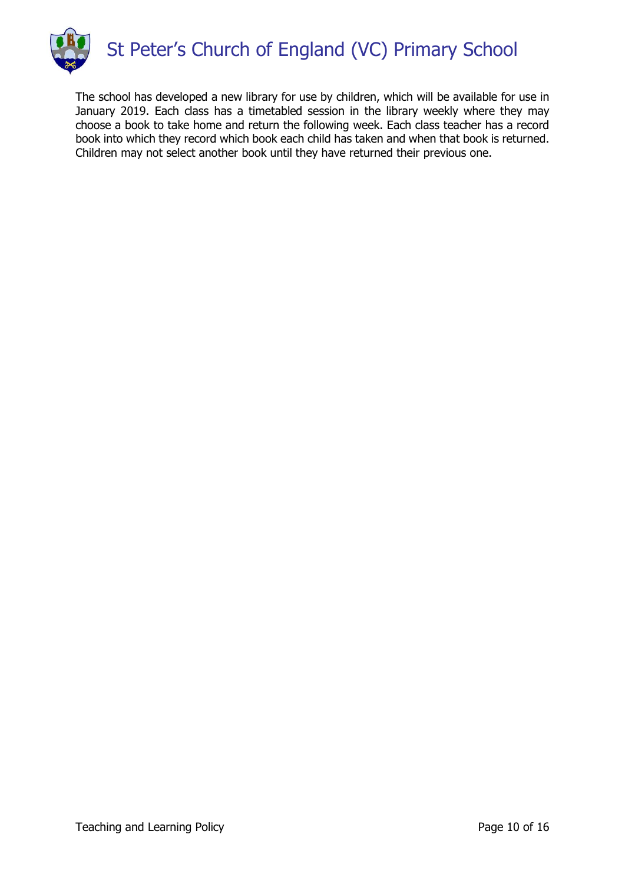The school has developed a new library for use by children, which will be available for use in January 2019. Each class has a timetabled session in the library weekly where they may choose a book to take home and return the following week. Each class teacher has a record book into which they record which book each child has taken and when that book is returned. Children may not select another book until they have returned their previous one.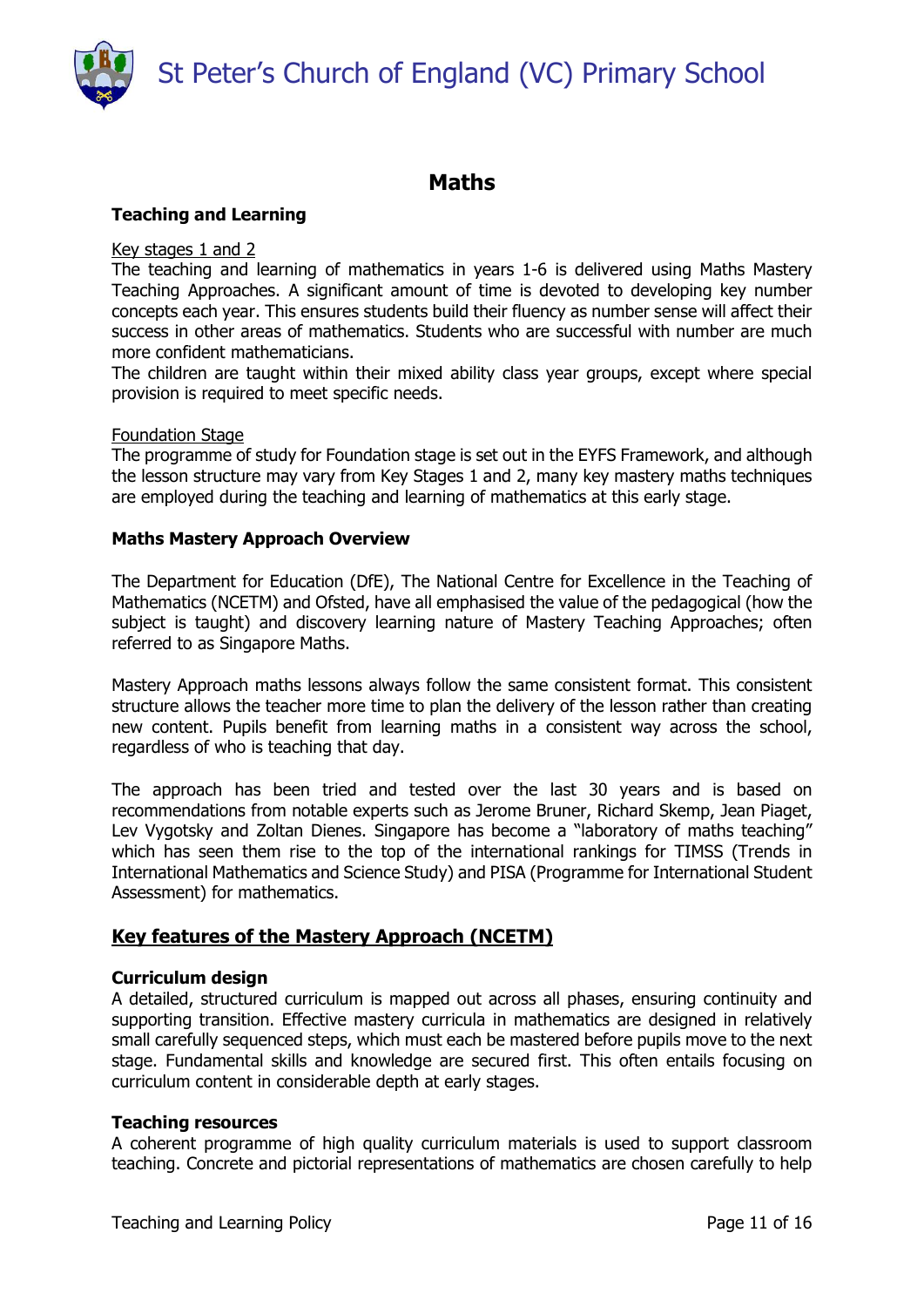## Maths

### Teaching and Learning

Key stages 1 and 2

The teaching and learning of mathematics in years 1-6 is delivered using Maths Mastery Teaching Approaches. A significant amount of time is devoted to developing key number concepts each year. This ensures students build their fluency as number sense will affect their success in other areas of mathematics. Students who are successful with number are much more confident mathematicians.

The children are taught within their mixed ability class year groups, except where special provision is required to meet specific needs.

Foundation Stage

The programme of study for Foundation stage is set out in the EYFS Framework, and although the lesson structure may vary from Key Stages 1 and 2, many key mastery maths techniques are employed during the teaching and learning of mathematics at this early stage.

### Maths Mastery Approach Overview

The Department for Education (DfE), The National Centre for Excellence in the Teaching of Mathematics (NCETM) and Ofsted, have all emphasised the value of the pedagogical (how the subject is taught) and discovery learning nature of Mastery Teaching Approaches; often referred to as Singapore Maths.

Mastery Approach maths lessons always follow the same consistent format. This consistent structure allows the teacher more time to plan the delivery of the lesson rather than creating new content. Pupils benefit from learning maths in a consistent way across the school, regardless of who is teaching that day.

The approach has been tried and tested over the last 30 years and is based on recommendations from notable experts such as Jerome Bruner, Richard Skemp, Jean Piaget, Lev Vygotsky and Zoltan Dienes. Singapore has become a "laboratory of maths teaching" which has seen them rise to the top of the international rankings for TIMSS (Trends in International Mathematics and Science Study) and PISA (Programme for International Student Assessment) for mathematics.

## Key features of the Mastery Approach (NCETM)

### Curriculum design

A detailed, structured curriculum is mapped out across all phases, ensuring continuity and supporting transition. Effective mastery curricula in mathematics are designed in relatively small carefully sequenced steps, which must each be mastered before pupils move to the next stage. Fundamental skills and knowledge are secured first. This often entails focusing on curriculum content in considerable depth at early stages.

### Teaching resources

A coherent programme of high quality curriculum materials is used to support classroom teaching. Concrete and pictorial representations of mathematics are chosen carefully to help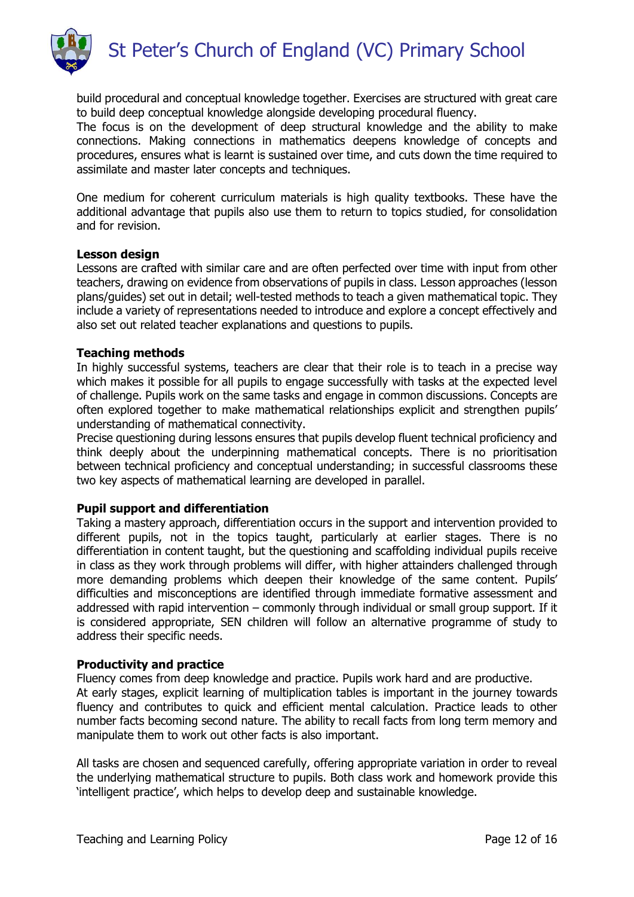build procedural and conceptual knowledge together. Exercises are structured with great care to build deep conceptual knowledge alongside developing procedural fluency.
The focus is on the development of deep structural knowledge and the ability to make connections. Making connections in mathematics deepens knowledge of concepts and procedures, ensures what is learnt is sustained over time, and cuts down the time required to assimilate and master later concepts and techniques.

One medium for coherent curriculum materials is high quality textbooks. These have the additional advantage that pupils also use them to return to topics studied, for consolidation and for revision.

**Lesson design**
Lessons are crafted with similar care and are often perfected over time with input from other teachers, drawing on evidence from observations of pupils in class. Lesson approaches (lesson plans/guides) set out in detail; well-tested methods to teach a given mathematical topic. They include a variety of representations needed to introduce and explore a concept effectively and also set out related teacher explanations and questions to pupils.

**Teaching methods**
In highly successful systems, teachers are clear that their role is to teach in a precise way which makes it possible for all pupils to engage successfully with tasks at the expected level of challenge. Pupils work on the same tasks and engage in common discussions. Concepts are often explored together to make mathematical relationships explicit and strengthen pupils' understanding of mathematical connectivity.
Precise questioning during lessons ensures that pupils develop fluent technical proficiency and think deeply about the underpinning mathematical concepts. There is no prioritisation between technical proficiency and conceptual understanding; in successful classrooms these two key aspects of mathematical learning are developed in parallel.

**Pupil support and differentiation**
Taking a mastery approach, differentiation occurs in the support and intervention provided to different pupils, not in the topics taught, particularly at earlier stages. There is no differentiation in content taught, but the questioning and scaffolding individual pupils receive in class as they work through problems will differ, with higher attainders challenged through more demanding problems which deepen their knowledge of the same content. Pupils' difficulties and misconceptions are identified through immediate formative assessment and addressed with rapid intervention – commonly through individual or small group support. If it is considered appropriate, SEN children will follow an alternative programme of study to address their specific needs.

**Productivity and practice**
Fluency comes from deep knowledge and practice. Pupils work hard and are productive.
At early stages, explicit learning of multiplication tables is important in the journey towards fluency and contributes to quick and efficient mental calculation. Practice leads to other number facts becoming second nature. The ability to recall facts from long term memory and manipulate them to work out other facts is also important.

All tasks are chosen and sequenced carefully, offering appropriate variation in order to reveal the underlying mathematical structure to pupils. Both class work and homework provide this 'intelligent practice', which helps to develop deep and sustainable knowledge.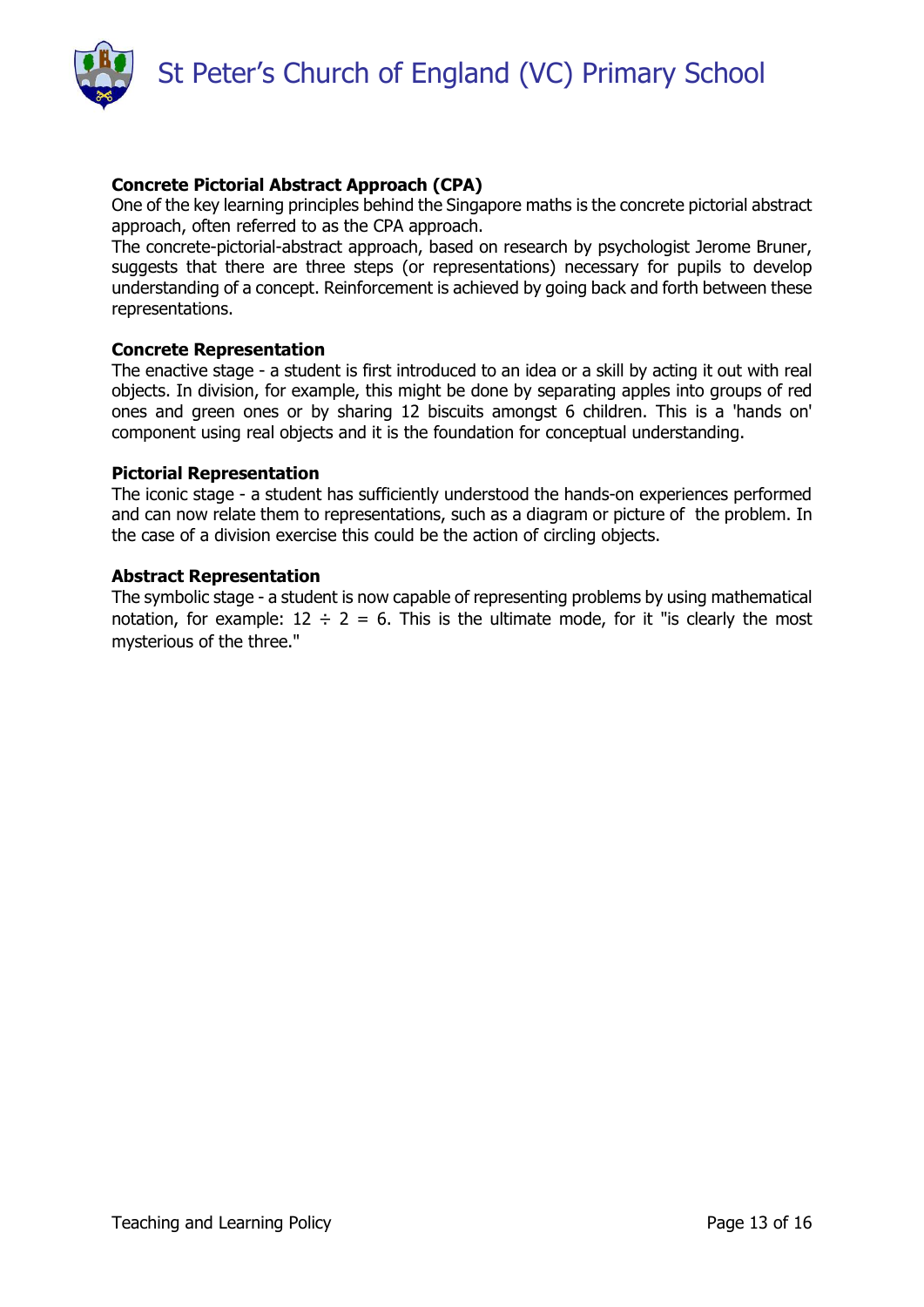**Concrete Pictorial Abstract Approach (CPA)**

One of the key learning principles behind the Singapore maths is the concrete pictorial abstract approach, often referred to as the CPA approach.

The concrete-pictorial-abstract approach, based on research by psychologist Jerome Bruner, suggests that there are three steps (or representations) necessary for pupils to develop understanding of a concept. Reinforcement is achieved by going back and forth between these representations.

**Concrete Representation**

The enactive stage - a student is first introduced to an idea or a skill by acting it out with real objects. In division, for example, this might be done by separating apples into groups of red ones and green ones or by sharing 12 biscuits amongst 6 children. This is a 'hands on' component using real objects and it is the foundation for conceptual understanding.

**Pictorial Representation**

The iconic stage - a student has sufficiently understood the hands-on experiences performed and can now relate them to representations, such as a diagram or picture of the problem. In the case of a division exercise this could be the action of circling objects.

**Abstract Representation**

The symbolic stage - a student is now capable of representing problems by using mathematical notation, for example: $12 \div 2 = 6$. This is the ultimate mode, for it "is clearly the most mysterious of the three."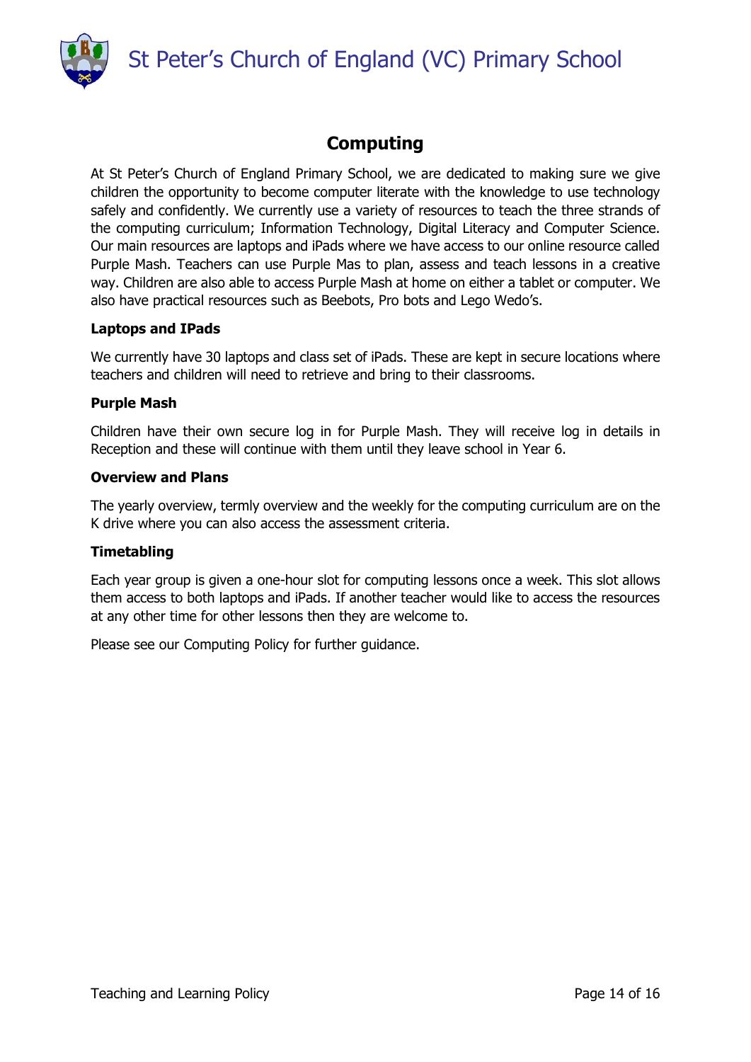# Computing

At St Peter's Church of England Primary School, we are dedicated to making sure we give children the opportunity to become computer literate with the knowledge to use technology safely and confidently. We currently use a variety of resources to teach the three strands of the computing curriculum; Information Technology, Digital Literacy and Computer Science. Our main resources are laptops and iPads where we have access to our online resource called Purple Mash. Teachers can use Purple Mas to plan, assess and teach lessons in a creative way. Children are also able to access Purple Mash at home on either a tablet or computer. We also have practical resources such as Beebots, Pro bots and Lego Wedo's.

**Laptops and IPads**

We currently have 30 laptops and class set of iPads. These are kept in secure locations where teachers and children will need to retrieve and bring to their classrooms.

**Purple Mash**

Children have their own secure log in for Purple Mash. They will receive log in details in Reception and these will continue with them until they leave school in Year 6.

**Overview and Plans**

The yearly overview, termly overview and the weekly for the computing curriculum are on the K drive where you can also access the assessment criteria.

**Timetabling**

Each year group is given a one-hour slot for computing lessons once a week. This slot allows them access to both laptops and iPads. If another teacher would like to access the resources at any other time for other lessons then they are welcome to.

Please see our Computing Policy for further guidance.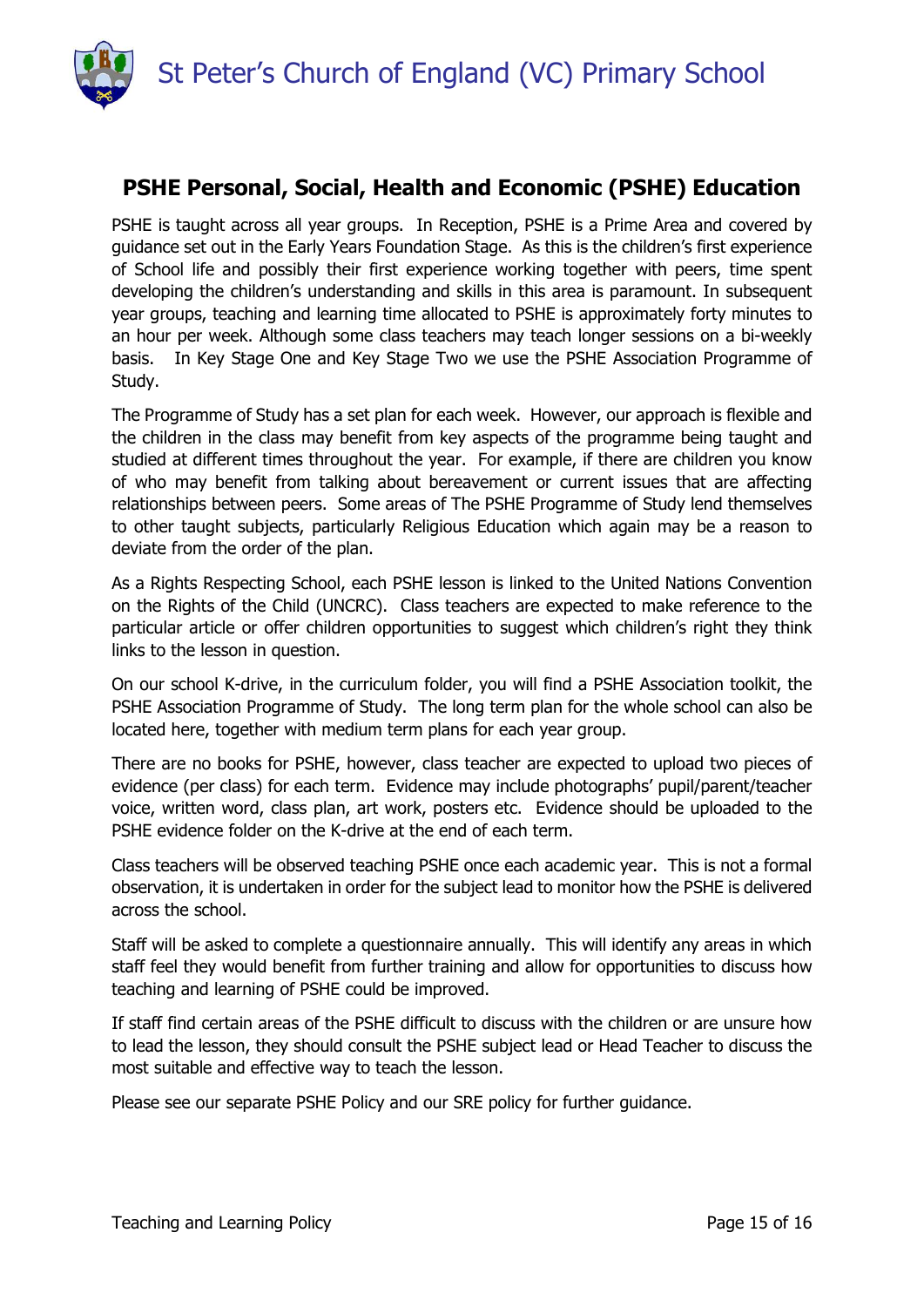## PSHE Personal, Social, Health and Economic (PSHE) Education

PSHE is taught across all year groups. In Reception, PSHE is a Prime Area and covered by guidance set out in the Early Years Foundation Stage. As this is the children's first experience of School life and possibly their first experience working together with peers, time spent developing the children's understanding and skills in this area is paramount. In subsequent year groups, teaching and learning time allocated to PSHE is approximately forty minutes to an hour per week. Although some class teachers may teach longer sessions on a bi-weekly basis. In Key Stage One and Key Stage Two we use the PSHE Association Programme of Study.

The Programme of Study has a set plan for each week. However, our approach is flexible and the children in the class may benefit from key aspects of the programme being taught and studied at different times throughout the year. For example, if there are children you know of who may benefit from talking about bereavement or current issues that are affecting relationships between peers. Some areas of The PSHE Programme of Study lend themselves to other taught subjects, particularly Religious Education which again may be a reason to deviate from the order of the plan.

As a Rights Respecting School, each PSHE lesson is linked to the United Nations Convention on the Rights of the Child (UNCRC). Class teachers are expected to make reference to the particular article or offer children opportunities to suggest which children's right they think links to the lesson in question.

On our school K-drive, in the curriculum folder, you will find a PSHE Association toolkit, the PSHE Association Programme of Study. The long term plan for the whole school can also be located here, together with medium term plans for each year group.

There are no books for PSHE, however, class teacher are expected to upload two pieces of evidence (per class) for each term. Evidence may include photographs' pupil/parent/teacher voice, written word, class plan, art work, posters etc. Evidence should be uploaded to the PSHE evidence folder on the K-drive at the end of each term.

Class teachers will be observed teaching PSHE once each academic year. This is not a formal observation, it is undertaken in order for the subject lead to monitor how the PSHE is delivered across the school.

Staff will be asked to complete a questionnaire annually. This will identify any areas in which staff feel they would benefit from further training and allow for opportunities to discuss how teaching and learning of PSHE could be improved.

If staff find certain areas of the PSHE difficult to discuss with the children or are unsure how to lead the lesson, they should consult the PSHE subject lead or Head Teacher to discuss the most suitable and effective way to teach the lesson.

Please see our separate PSHE Policy and our SRE policy for further guidance.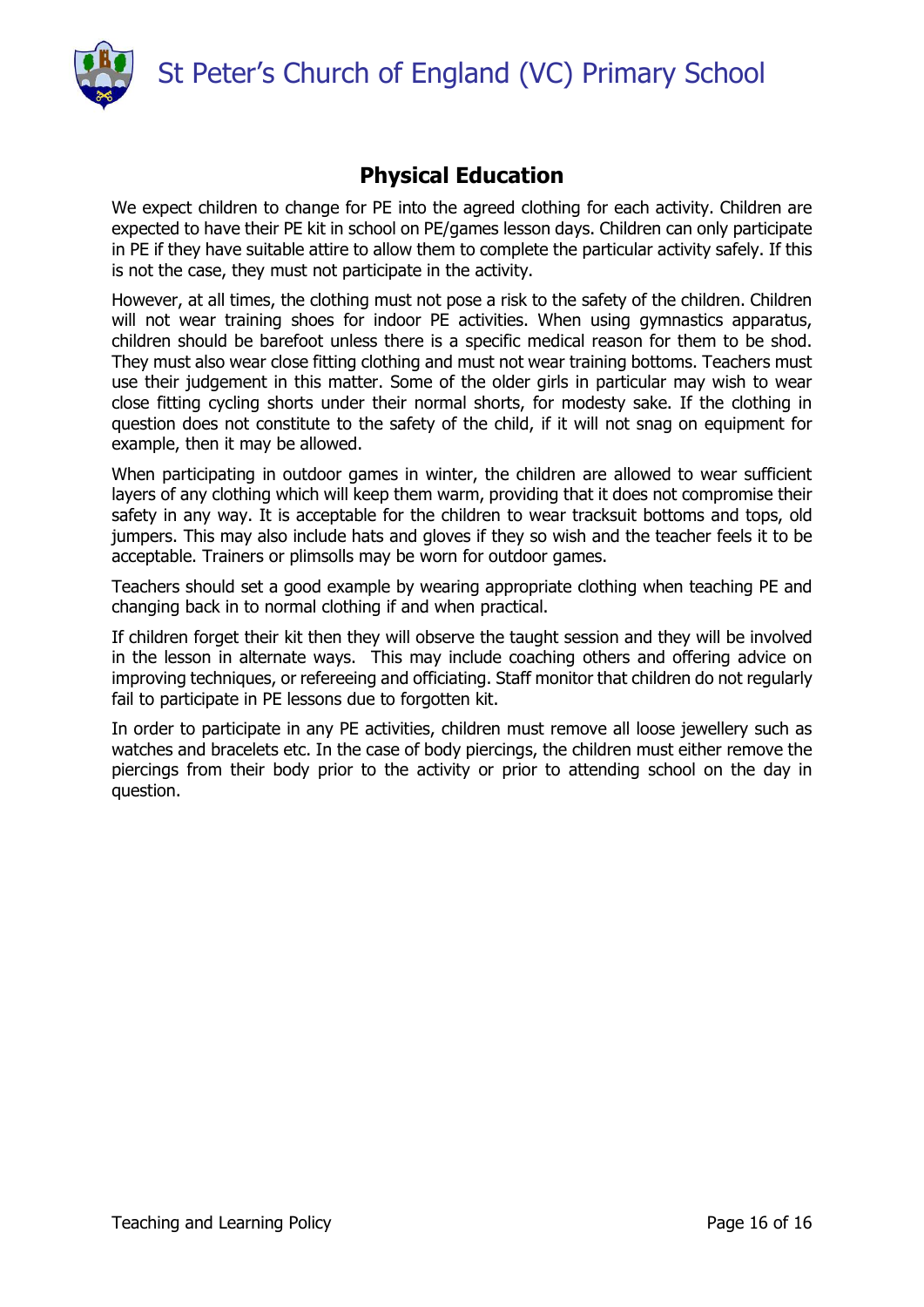## Physical Education

We expect children to change for PE into the agreed clothing for each activity. Children are expected to have their PE kit in school on PE/games lesson days. Children can only participate in PE if they have suitable attire to allow them to complete the particular activity safely. If this is not the case, they must not participate in the activity.

However, at all times, the clothing must not pose a risk to the safety of the children. Children will not wear training shoes for indoor PE activities. When using gymnastics apparatus, children should be barefoot unless there is a specific medical reason for them to be shod. They must also wear close fitting clothing and must not wear training bottoms. Teachers must use their judgement in this matter. Some of the older girls in particular may wish to wear close fitting cycling shorts under their normal shorts, for modesty sake. If the clothing in question does not constitute to the safety of the child, if it will not snag on equipment for example, then it may be allowed.

When participating in outdoor games in winter, the children are allowed to wear sufficient layers of any clothing which will keep them warm, providing that it does not compromise their safety in any way. It is acceptable for the children to wear tracksuit bottoms and tops, old jumpers. This may also include hats and gloves if they so wish and the teacher feels it to be acceptable. Trainers or plimsolls may be worn for outdoor games.

Teachers should set a good example by wearing appropriate clothing when teaching PE and changing back in to normal clothing if and when practical.

If children forget their kit then they will observe the taught session and they will be involved in the lesson in alternate ways.  This may include coaching others and offering advice on improving techniques, or refereeing and officiating. Staff monitor that children do not regularly fail to participate in PE lessons due to forgotten kit.

In order to participate in any PE activities, children must remove all loose jewellery such as watches and bracelets etc. In the case of body piercings, the children must either remove the piercings from their body prior to the activity or prior to attending school on the day in question.